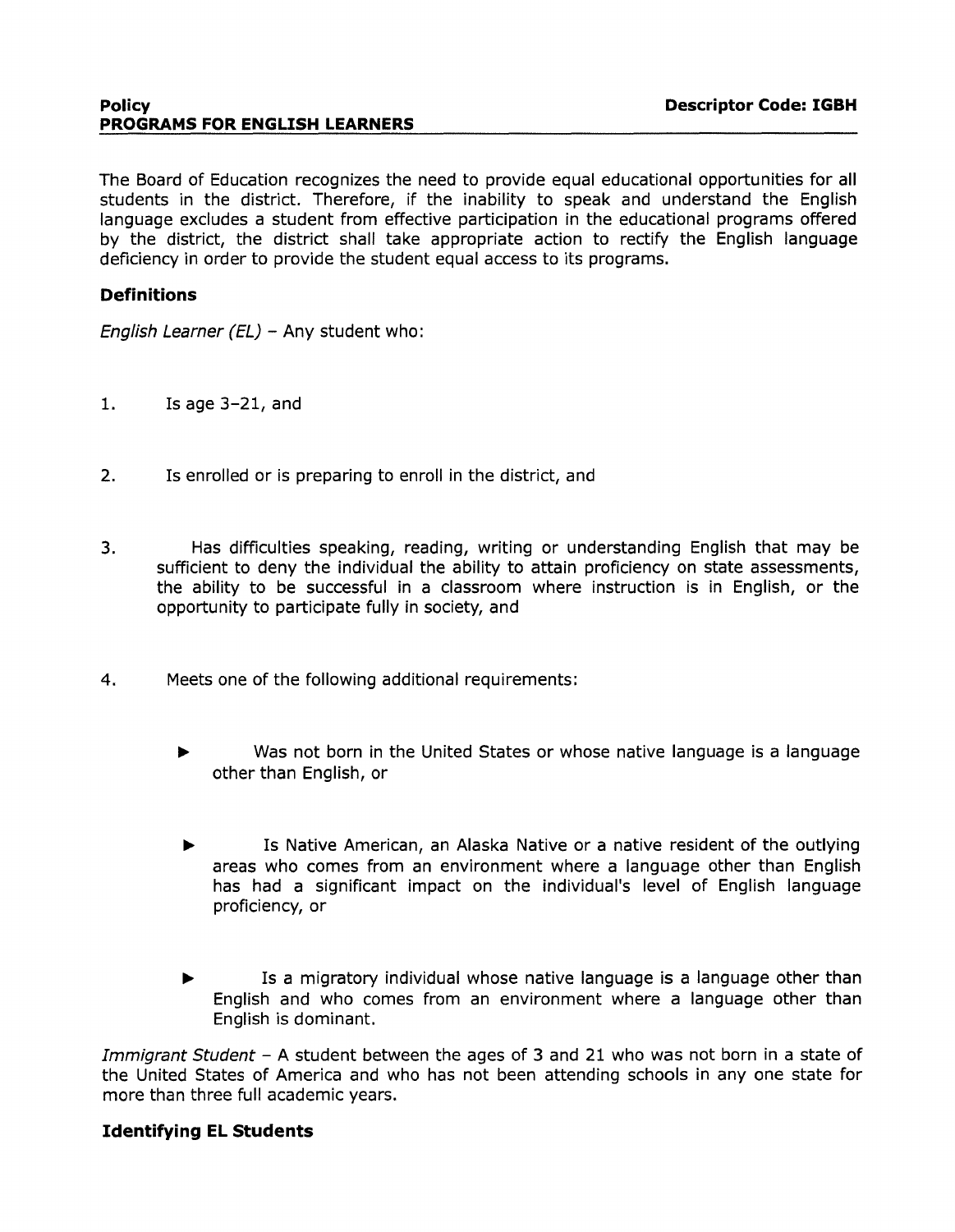**Policy** **Descriptor Code: IGBH**

# PROGRAMS FOR ENGLISH LEARNERS

The Board of Education recognizes the need to provide equal educational opportunities for all students in the district. Therefore, if the inability to speak and understand the English language excludes a student from effective participation in the educational programs offered by the district, the district shall take appropriate action to rectify the English language deficiency in order to provide the student equal access to its programs.

## Definitions

*English Learner (EL)* – Any student who:

1. Is age 3–21, and

2. Is enrolled or is preparing to enroll in the district, and

3. Has difficulties speaking, reading, writing or understanding English that may be sufficient to deny the individual the ability to attain proficiency on state assessments, the ability to be successful in a classroom where instruction is in English, or the opportunity to participate fully in society, and

4. Meets one of the following additional requirements:

   - Was not born in the United States or whose native language is a language other than English, or

   - Is Native American, an Alaska Native or a native resident of the outlying areas who comes from an environment where a language other than English has had a significant impact on the individual's level of English language proficiency, or

   - Is a migratory individual whose native language is a language other than English and who comes from an environment where a language other than English is dominant.

*Immigrant Student* – A student between the ages of 3 and 21 who was not born in a state of the United States of America and who has not been attending schools in any one state for more than three full academic years.

## Identifying EL Students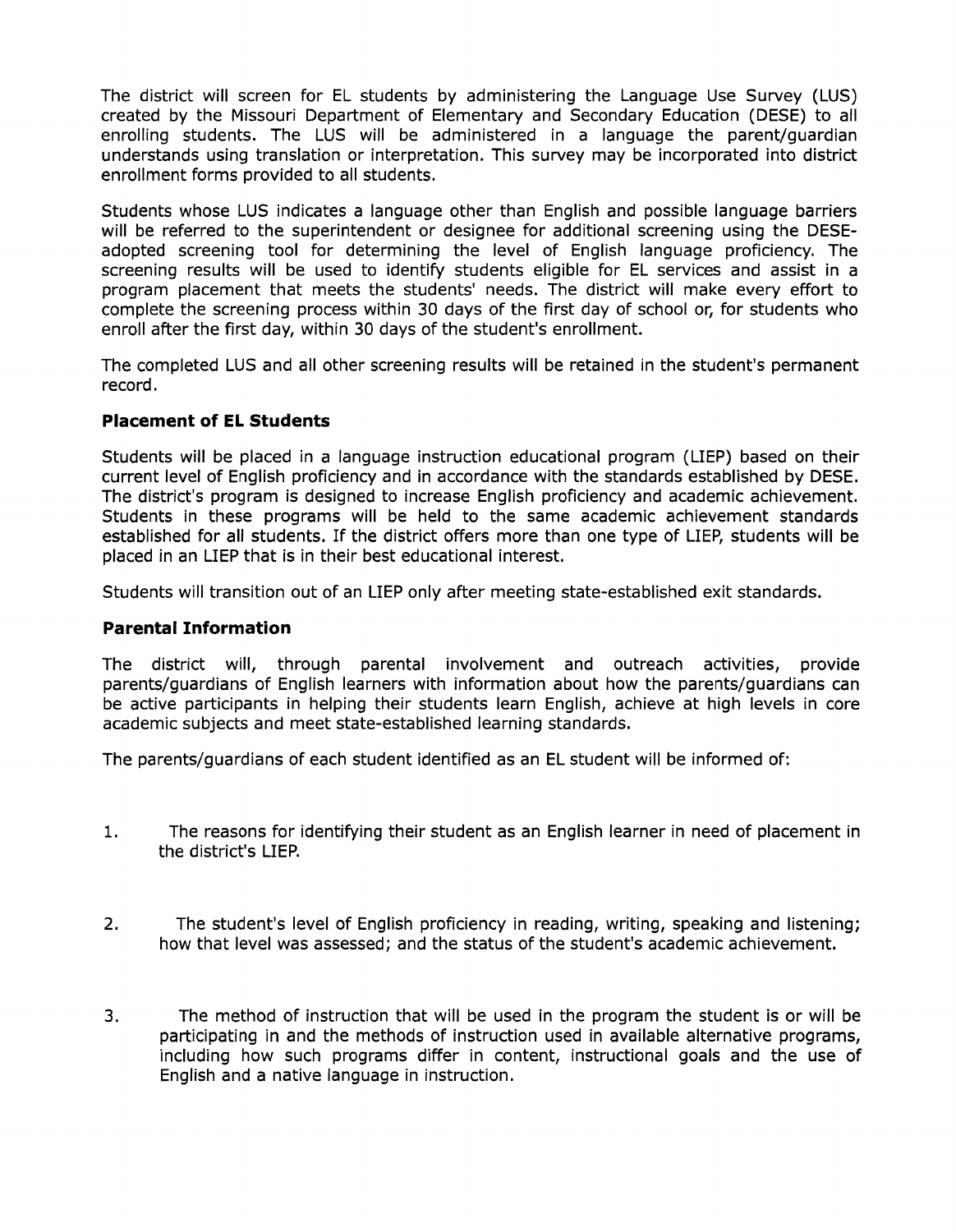The district will screen for EL students by administering the Language Use Survey (LUS) created by the Missouri Department of Elementary and Secondary Education (DESE) to all enrolling students. The LUS will be administered in a language the parent/guardian understands using translation or interpretation. This survey may be incorporated into district enrollment forms provided to all students.

Students whose LUS indicates a language other than English and possible language barriers will be referred to the superintendent or designee for additional screening using the DESE-adopted screening tool for determining the level of English language proficiency. The screening results will be used to identify students eligible for EL services and assist in a program placement that meets the students' needs. The district will make every effort to complete the screening process within 30 days of the first day of school or, for students who enroll after the first day, within 30 days of the student's enrollment.

The completed LUS and all other screening results will be retained in the student's permanent record.

### Placement of EL Students

Students will be placed in a language instruction educational program (LIEP) based on their current level of English proficiency and in accordance with the standards established by DESE. The district's program is designed to increase English proficiency and academic achievement. Students in these programs will be held to the same academic achievement standards established for all students. If the district offers more than one type of LIEP, students will be placed in an LIEP that is in their best educational interest.

Students will transition out of an LIEP only after meeting state-established exit standards.

### Parental Information

The district will, through parental involvement and outreach activities, provide parents/guardians of English learners with information about how the parents/guardians can be active participants in helping their students learn English, achieve at high levels in core academic subjects and meet state-established learning standards.

The parents/guardians of each student identified as an EL student will be informed of:

1. The reasons for identifying their student as an English learner in need of placement in the district's LIEP.

2. The student's level of English proficiency in reading, writing, speaking and listening; how that level was assessed; and the status of the student's academic achievement.

3. The method of instruction that will be used in the program the student is or will be participating in and the methods of instruction used in available alternative programs, including how such programs differ in content, instructional goals and the use of English and a native language in instruction.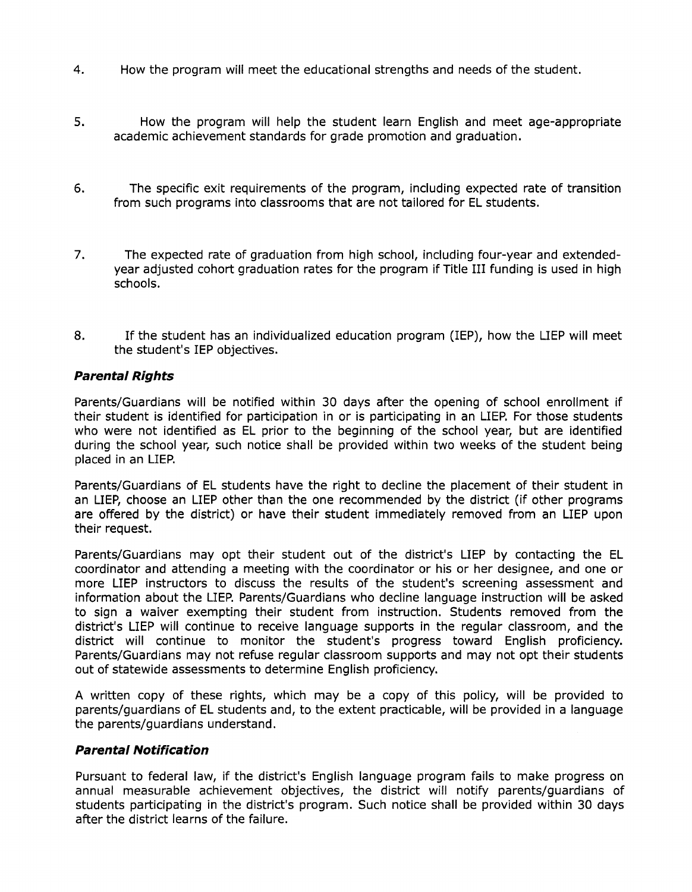4. How the program will meet the educational strengths and needs of the student.

5. How the program will help the student learn English and meet age-appropriate academic achievement standards for grade promotion and graduation.

6. The specific exit requirements of the program, including expected rate of transition from such programs into classrooms that are not tailored for EL students.

7. The expected rate of graduation from high school, including four-year and extended-year adjusted cohort graduation rates for the program if Title III funding is used in high schools.

8. If the student has an individualized education program (IEP), how the LIEP will meet the student's IEP objectives.

### ***Parental Rights***

Parents/Guardians will be notified within 30 days after the opening of school enrollment if their student is identified for participation in or is participating in an LIEP. For those students who were not identified as EL prior to the beginning of the school year, but are identified during the school year, such notice shall be provided within two weeks of the student being placed in an LIEP.

Parents/Guardians of EL students have the right to decline the placement of their student in an LIEP, choose an LIEP other than the one recommended by the district (if other programs are offered by the district) or have their student immediately removed from an LIEP upon their request.

Parents/Guardians may opt their student out of the district's LIEP by contacting the EL coordinator and attending a meeting with the coordinator or his or her designee, and one or more LIEP instructors to discuss the results of the student's screening assessment and information about the LIEP. Parents/Guardians who decline language instruction will be asked to sign a waiver exempting their student from instruction. Students removed from the district's LIEP will continue to receive language supports in the regular classroom, and the district will continue to monitor the student's progress toward English proficiency. Parents/Guardians may not refuse regular classroom supports and may not opt their students out of statewide assessments to determine English proficiency.

A written copy of these rights, which may be a copy of this policy, will be provided to parents/guardians of EL students and, to the extent practicable, will be provided in a language the parents/guardians understand.

### ***Parental Notification***

Pursuant to federal law, if the district's English language program fails to make progress on annual measurable achievement objectives, the district will notify parents/guardians of students participating in the district's program. Such notice shall be provided within 30 days after the district learns of the failure.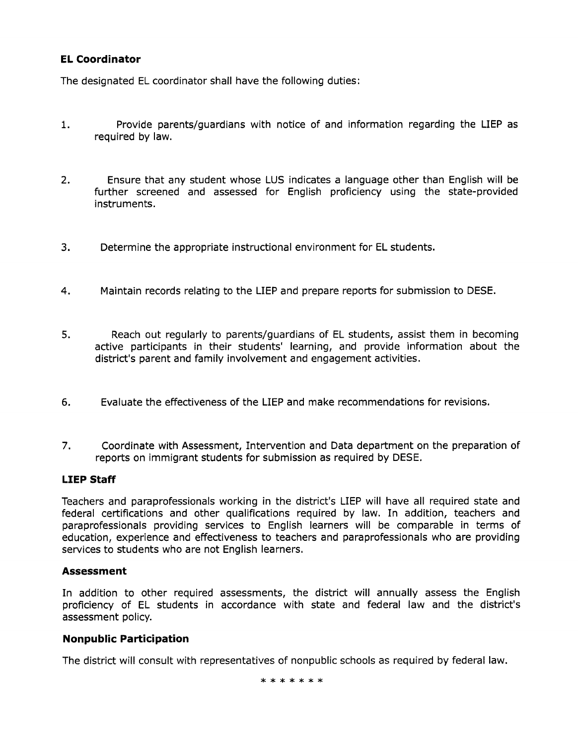### EL Coordinator

The designated EL coordinator shall have the following duties:

1. Provide parents/guardians with notice of and information regarding the LIEP as required by law.

2. Ensure that any student whose LUS indicates a language other than English will be further screened and assessed for English proficiency using the state-provided instruments.

3. Determine the appropriate instructional environment for EL students.

4. Maintain records relating to the LIEP and prepare reports for submission to DESE.

5. Reach out regularly to parents/guardians of EL students, assist them in becoming active participants in their students' learning, and provide information about the district's parent and family involvement and engagement activities.

6. Evaluate the effectiveness of the LIEP and make recommendations for revisions.

7. Coordinate with Assessment, Intervention and Data department on the preparation of reports on immigrant students for submission as required by DESE.

### LIEP Staff

Teachers and paraprofessionals working in the district's LIEP will have all required state and federal certifications and other qualifications required by law. In addition, teachers and paraprofessionals providing services to English learners will be comparable in terms of education, experience and effectiveness to teachers and paraprofessionals who are providing services to students who are not English learners.

### Assessment

In addition to other required assessments, the district will annually assess the English proficiency of EL students in accordance with state and federal law and the district's assessment policy.

### Nonpublic Participation

The district will consult with representatives of nonpublic schools as required by federal law.

* * * * * * *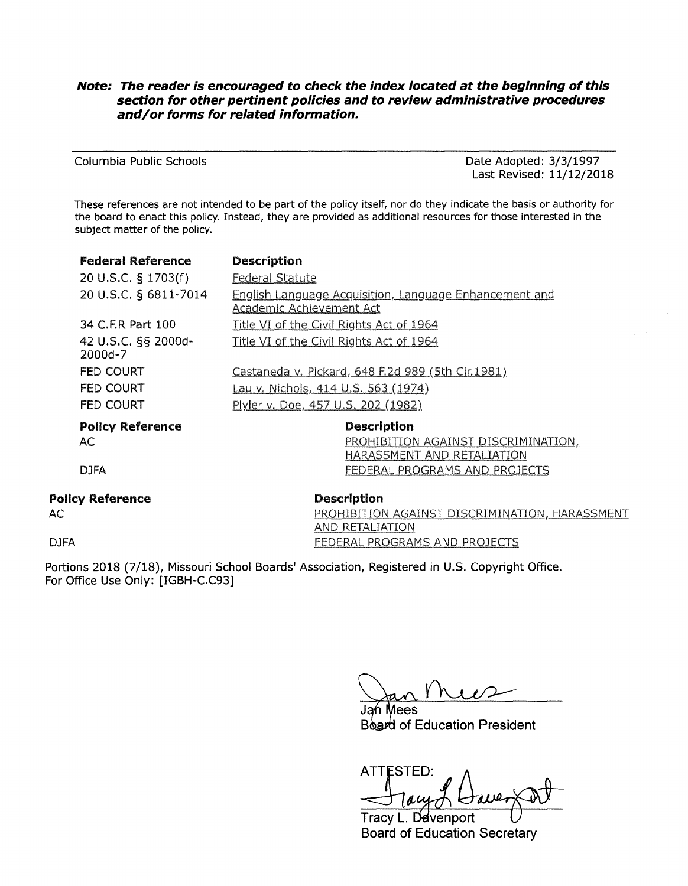***Note: The reader is encouraged to check the index located at the beginning of this section for other pertinent policies and to review administrative procedures and/or forms for related information.***

---

| | |
|---|---|
| Columbia Public Schools | Date Adopted: 3/3/1997<br>Last Revised: 11/12/2018 |

These references are not intended to be part of the policy itself, nor do they indicate the basis or authority for the board to enact this policy. Instead, they are provided as additional resources for those interested in the subject matter of the policy.

| **Federal Reference** | **Description** |
|---|---|
| 20 U.S.C. § 1703(f) | Federal Statute |
| 20 U.S.C. § 6811-7014 | English Language Acquisition, Language Enhancement and Academic Achievement Act |
| 34 C.F.R Part 100 | Title VI of the Civil Rights Act of 1964 |
| 42 U.S.C. §§ 2000d-2000d-7 | Title VI of the Civil Rights Act of 1964 |
| FED COURT | Castaneda v. Pickard, 648 F.2d 989 (5th Cir.1981) |
| FED COURT | Lau v. Nichols, 414 U.S. 563 (1974) |
| FED COURT | Plyler v. Doe, 457 U.S. 202 (1982) |

| **Policy Reference** | **Description** |
|---|---|
| AC | PROHIBITION AGAINST DISCRIMINATION, HARASSMENT AND RETALIATION |
| DJFA | FEDERAL PROGRAMS AND PROJECTS |

| **Policy Reference** | **Description** |
|---|---|
| AC | PROHIBITION AGAINST DISCRIMINATION, HARASSMENT AND RETALIATION |
| DJFA | FEDERAL PROGRAMS AND PROJECTS |

Portions 2018 (7/18), Missouri School Boards' Association, Registered in U.S. Copyright Office.
For Office Use Only: [IGBH-C.C93]

Jan Mees
Board of Education President

ATTESTED:

Tracy L. Davenport
Board of Education Secretary